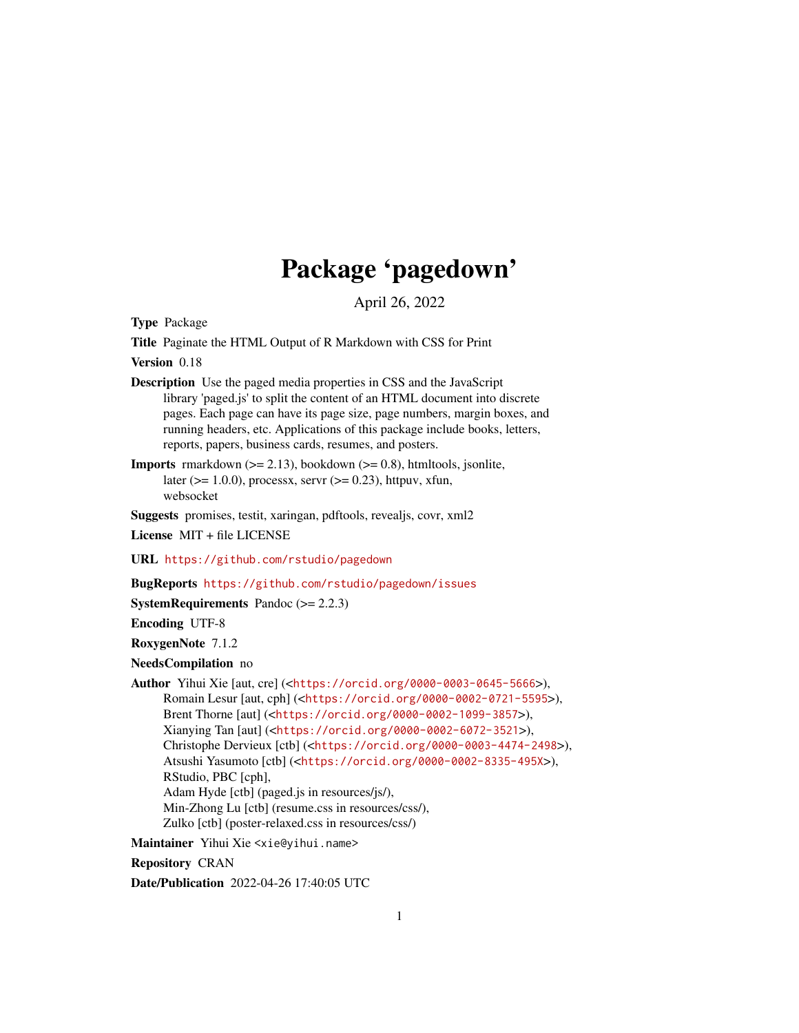# Package 'pagedown'

April 26, 2022

**Type** Package

**Title** Paginate the HTML Output of R Markdown with CSS for Print

**Version** 0.18

**Description** Use the paged media properties in CSS and the JavaScript library 'paged.js' to split the content of an HTML document into discrete pages. Each page can have its page size, page numbers, margin boxes, and running headers, etc. Applications of this package include books, letters, reports, papers, business cards, resumes, and posters.

**Imports** rmarkdown (>= 2.13), bookdown (>= 0.8), htmltools, jsonlite, later (>= 1.0.0), processx, servr (>= 0.23), httpuv, xfun, websocket

**Suggests** promises, testit, xaringan, pdftools, revealjs, covr, xml2

**License** MIT + file LICENSE

**URL** https://github.com/rstudio/pagedown

**BugReports** https://github.com/rstudio/pagedown/issues

**SystemRequirements** Pandoc (>= 2.2.3)

**Encoding** UTF-8

**RoxygenNote** 7.1.2

**NeedsCompilation** no

**Author** Yihui Xie [aut, cre] (<https://orcid.org/0000-0003-0645-5666>),
Romain Lesur [aut, cph] (<https://orcid.org/0000-0002-0721-5595>),
Brent Thorne [aut] (<https://orcid.org/0000-0002-1099-3857>),
Xianying Tan [aut] (<https://orcid.org/0000-0002-6072-3521>),
Christophe Dervieux [ctb] (<https://orcid.org/0000-0003-4474-2498>),
Atsushi Yasumoto [ctb] (<https://orcid.org/0000-0002-8335-495X>),
RStudio, PBC [cph],
Adam Hyde [ctb] (paged.js in resources/js/),
Min-Zhong Lu [ctb] (resume.css in resources/css/),
Zulko [ctb] (poster-relaxed.css in resources/css/)

**Maintainer** Yihui Xie <xie@yihui.name>

**Repository** CRAN

**Date/Publication** 2022-04-26 17:40:05 UTC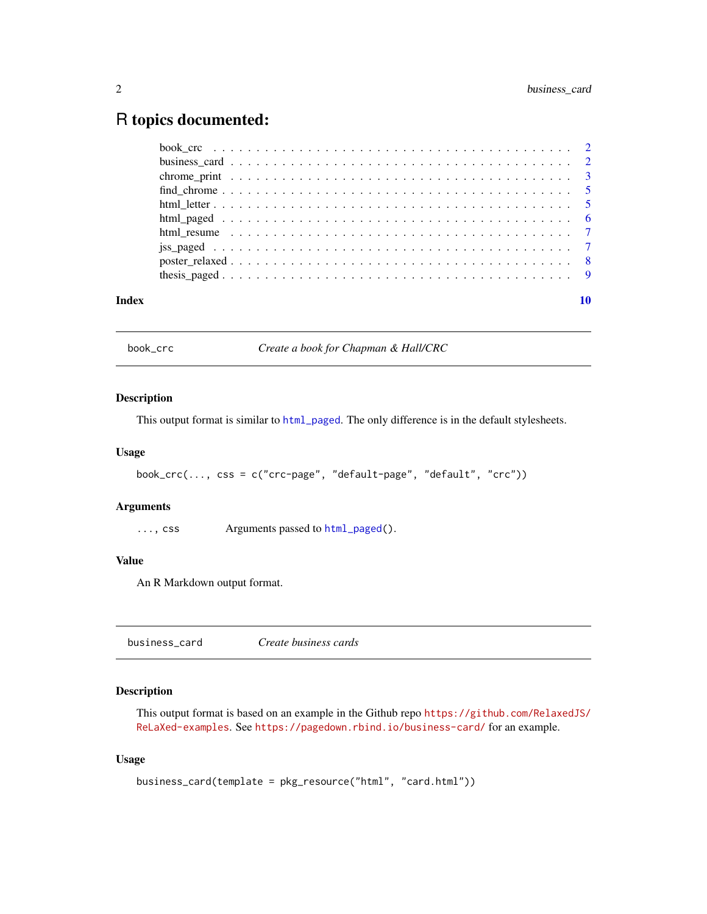# R topics documented:

- book_crc . . . . . . . . . . . . . . . . . . . . . . . . . . . . . . . . . . . . . . . . 2
- business_card . . . . . . . . . . . . . . . . . . . . . . . . . . . . . . . . . . . . . 2
- chrome_print . . . . . . . . . . . . . . . . . . . . . . . . . . . . . . . . . . . . . . 3
- find_chrome . . . . . . . . . . . . . . . . . . . . . . . . . . . . . . . . . . . . . . 5
- html_letter . . . . . . . . . . . . . . . . . . . . . . . . . . . . . . . . . . . . . . . 5
- html_paged . . . . . . . . . . . . . . . . . . . . . . . . . . . . . . . . . . . . . . . 6
- html_resume . . . . . . . . . . . . . . . . . . . . . . . . . . . . . . . . . . . . . . 7
- jss_paged . . . . . . . . . . . . . . . . . . . . . . . . . . . . . . . . . . . . . . . . 7
- poster_relaxed . . . . . . . . . . . . . . . . . . . . . . . . . . . . . . . . . . . . . 8
- thesis_paged . . . . . . . . . . . . . . . . . . . . . . . . . . . . . . . . . . . . . . 9

**Index** **10**

---

## book_crc — *Create a book for Chapman & Hall/CRC*

### Description

This output format is similar to `html_paged`. The only difference is in the default stylesheets.

### Usage

```
book_crc(..., css = c("crc-page", "default-page", "default", "crc"))
```

### Arguments

| | |
|---|---|
| `..., css` | Arguments passed to `html_paged()`. |

### Value

An R Markdown output format.

---

## business_card — *Create business cards*

### Description

This output format is based on an example in the Github repo `https://github.com/RelaxedJS/ReLaXed-examples`. See `https://pagedown.rbind.io/business-card/` for an example.

### Usage

```
business_card(template = pkg_resource("html", "card.html"))
```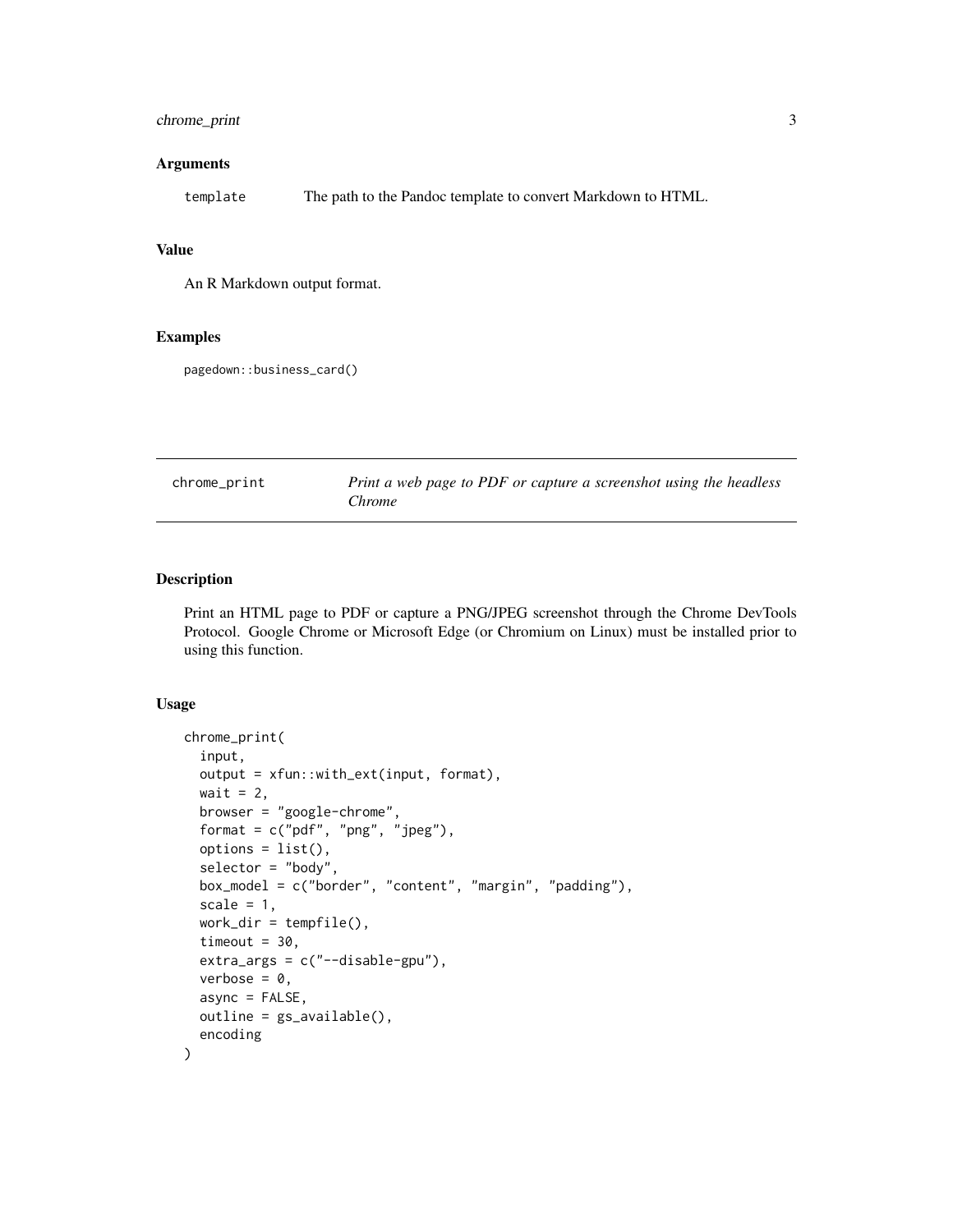### Arguments

`template` The path to the Pandoc template to convert Markdown to HTML.

### Value

An R Markdown output format.

### Examples

```
pagedown::business_card()
```

---

## chrome_print — *Print a web page to PDF or capture a screenshot using the headless Chrome*

---

### Description

Print an HTML page to PDF or capture a PNG/JPEG screenshot through the Chrome DevTools Protocol. Google Chrome or Microsoft Edge (or Chromium on Linux) must be installed prior to using this function.

### Usage

```
chrome_print(
  input,
  output = xfun::with_ext(input, format),
  wait = 2,
  browser = "google-chrome",
  format = c("pdf", "png", "jpeg"),
  options = list(),
  selector = "body",
  box_model = c("border", "content", "margin", "padding"),
  scale = 1,
  work_dir = tempfile(),
  timeout = 30,
  extra_args = c("--disable-gpu"),
  verbose = 0,
  async = FALSE,
  outline = gs_available(),
  encoding
)
```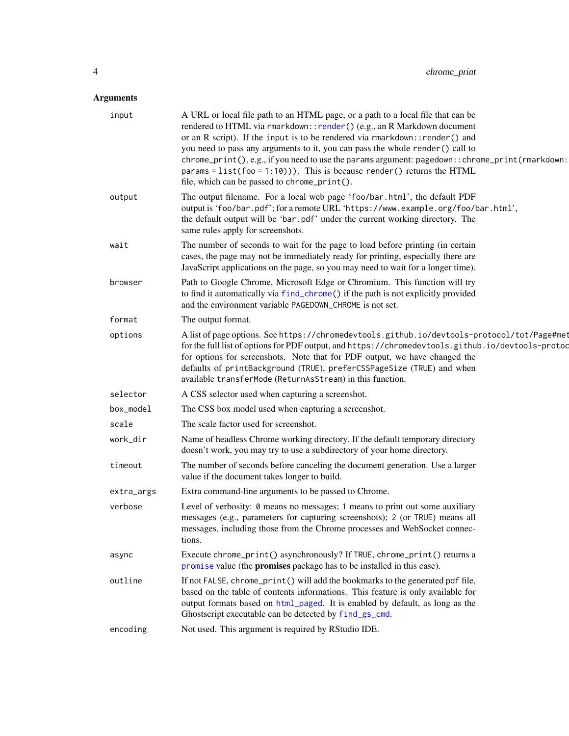## Arguments

- **input**: A URL or local file path to an HTML page, or a path to a local file that can be rendered to HTML via `rmarkdown::render()` (e.g., an R Markdown document or an R script). If the `input` is to be rendered via `rmarkdown::render()` and you need to pass any arguments to it, you can pass the whole `render()` call to `chrome_print()`, e.g., if you need to use the `params` argument: `pagedown::chrome_print(rmarkdown: params = list(foo = 1:10)))`. This is because `render()` returns the HTML file, which can be passed to `chrome_print()`.
- **output**: The output filename. For a local web page 'foo/bar.html', the default PDF output is 'foo/bar.pdf'; for a remote URL 'https://www.example.org/foo/bar.html', the default output will be 'bar.pdf' under the current working directory. The same rules apply for screenshots.
- **wait**: The number of seconds to wait for the page to load before printing (in certain cases, the page may not be immediately ready for printing, especially there are JavaScript applications on the page, so you may need to wait for a longer time).
- **browser**: Path to Google Chrome, Microsoft Edge or Chromium. This function will try to find it automatically via `find_chrome()` if the path is not explicitly provided and the environment variable `PAGEDOWN_CHROME` is not set.
- **format**: The output format.
- **options**: A list of page options. See `https://chromedevtools.github.io/devtools-protocol/tot/Page#met` for the full list of options for PDF output, and `https://chromedevtools.github.io/devtools-protoc` for options for screenshots. Note that for PDF output, we have changed the defaults of `printBackground` (`TRUE`), `preferCSSPageSize` (`TRUE`) and when available `transferMode` (`ReturnAsStream`) in this function.
- **selector**: A CSS selector used when capturing a screenshot.
- **box_model**: The CSS box model used when capturing a screenshot.
- **scale**: The scale factor used for screenshot.
- **work_dir**: Name of headless Chrome working directory. If the default temporary directory doesn't work, you may try to use a subdirectory of your home directory.
- **timeout**: The number of seconds before canceling the document generation. Use a larger value if the document takes longer to build.
- **extra_args**: Extra command-line arguments to be passed to Chrome.
- **verbose**: Level of verbosity: `0` means no messages; `1` means to print out some auxiliary messages (e.g., parameters for capturing screenshots); `2` (or `TRUE`) means all messages, including those from the Chrome processes and WebSocket connections.
- **async**: Execute `chrome_print()` asynchronously? If `TRUE`, `chrome_print()` returns a `promise` value (the **promises** package has to be installed in this case).
- **outline**: If not `FALSE`, `chrome_print()` will add the bookmarks to the generated `pdf` file, based on the table of contents informations. This feature is only available for output formats based on `html_paged`. It is enabled by default, as long as the Ghostscript executable can be detected by `find_gs_cmd`.
- **encoding**: Not used. This argument is required by RStudio IDE.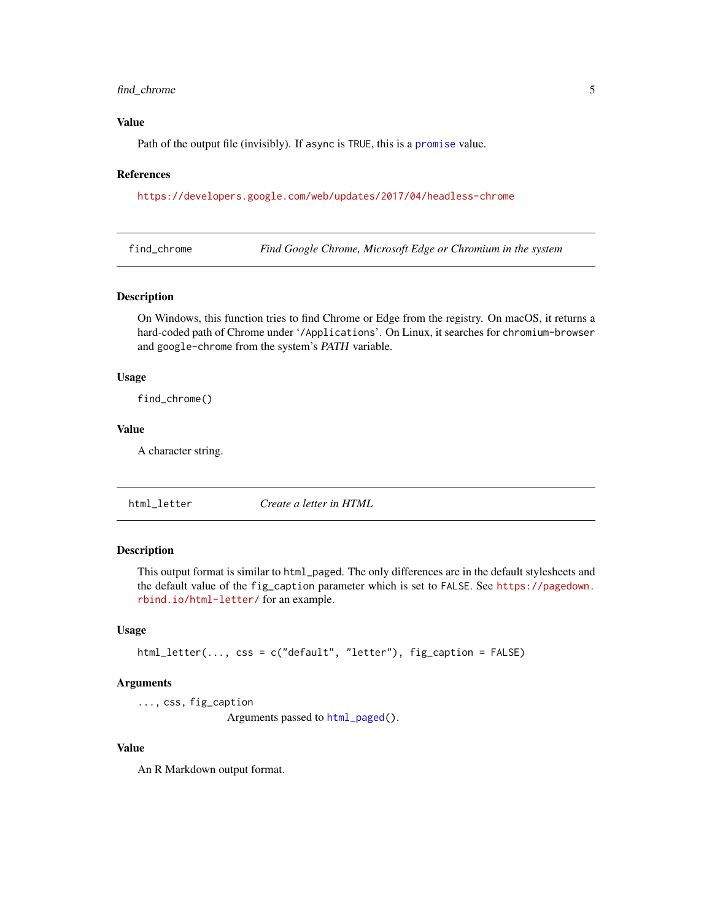### Value

Path of the output file (invisibly). If `async` is `TRUE`, this is a `promise` value.

### References

https://developers.google.com/web/updates/2017/04/headless-chrome

---

## find_chrome — *Find Google Chrome, Microsoft Edge or Chromium in the system*

### Description

On Windows, this function tries to find Chrome or Edge from the registry. On macOS, it returns a hard-coded path of Chrome under '`/Applications`'. On Linux, it searches for `chromium-browser` and `google-chrome` from the system's *PATH* variable.

### Usage

```
find_chrome()
```

### Value

A character string.

---

## html_letter — *Create a letter in HTML*

### Description

This output format is similar to `html_paged`. The only differences are in the default stylesheets and the default value of the `fig_caption` parameter which is set to `FALSE`. See https://pagedown.rbind.io/html-letter/ for an example.

### Usage

```
html_letter(..., css = c("default", "letter"), fig_caption = FALSE)
```

### Arguments

`..., css, fig_caption`
: Arguments passed to `html_paged()`.

### Value

An R Markdown output format.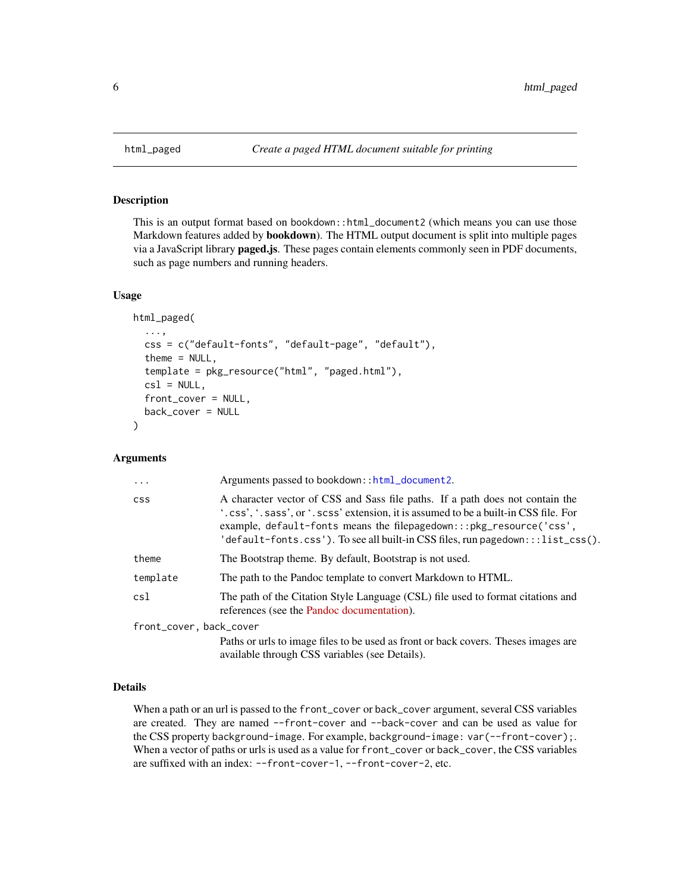## html_paged — *Create a paged HTML document suitable for printing*

### Description

This is an output format based on `bookdown::html_document2` (which means you can use those Markdown features added by **bookdown**). The HTML output document is split into multiple pages via a JavaScript library **paged.js**. These pages contain elements commonly seen in PDF documents, such as page numbers and running headers.

### Usage

```
html_paged(
  ...,
  css = c("default-fonts", "default-page", "default"),
  theme = NULL,
  template = pkg_resource("html", "paged.html"),
  csl = NULL,
  front_cover = NULL,
  back_cover = NULL
)
```

### Arguments

| | |
|---|---|
| `...` | Arguments passed to `bookdown::html_document2`. |
| `css` | A character vector of CSS and Sass file paths. If a path does not contain the '`.css`', '`.sass`', or '`.scss`' extension, it is assumed to be a built-in CSS file. For example, `default-fonts` means the file`pagedown:::pkg_resource('css', 'default-fonts.css')`. To see all built-in CSS files, run `pagedown:::list_css()`. |
| `theme` | The Bootstrap theme. By default, Bootstrap is not used. |
| `template` | The path to the Pandoc template to convert Markdown to HTML. |
| `csl` | The path of the Citation Style Language (CSL) file used to format citations and references (see the Pandoc documentation). |
| `front_cover, back_cover` | Paths or urls to image files to be used as front or back covers. Theses images are available through CSS variables (see Details). |

### Details

When a path or an url is passed to the `front_cover` or `back_cover` argument, several CSS variables are created. They are named `--front-cover` and `--back-cover` and can be used as value for the CSS property `background-image`. For example, `background-image: var(--front-cover);`. When a vector of paths or urls is used as a value for `front_cover` or `back_cover`, the CSS variables are suffixed with an index: `--front-cover-1`, `--front-cover-2`, etc.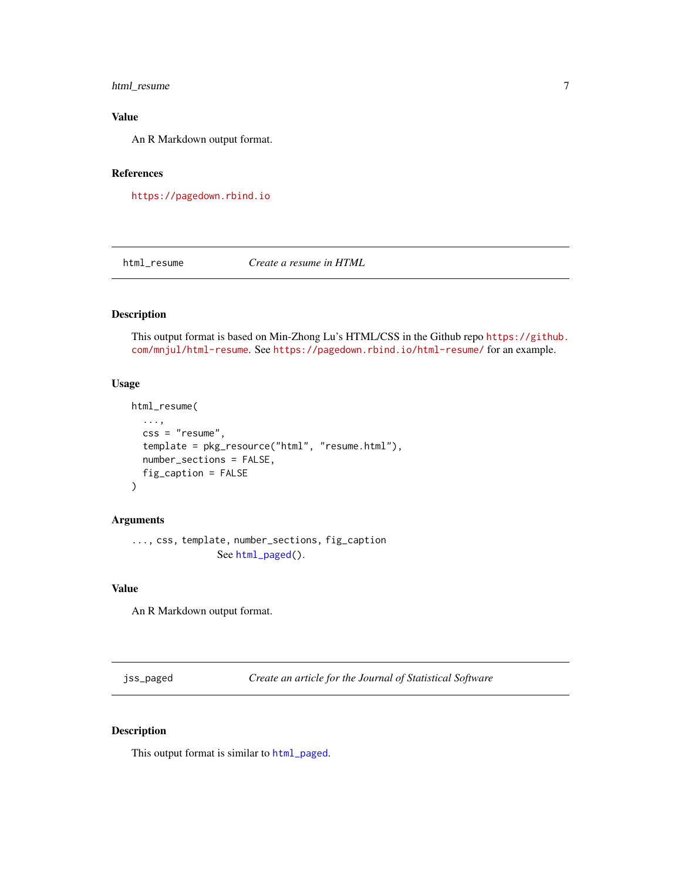### Value

An R Markdown output format.

### References

https://pagedown.rbind.io

---

## html_resume — *Create a resume in HTML*

### Description

This output format is based on Min-Zhong Lu's HTML/CSS in the Github repo https://github.com/mnjul/html-resume. See https://pagedown.rbind.io/html-resume/ for an example.

### Usage

```
html_resume(
  ...,
  css = "resume",
  template = pkg_resource("html", "resume.html"),
  number_sections = FALSE,
  fig_caption = FALSE
)
```

### Arguments

`...`, `css`, `template`, `number_sections`, `fig_caption`
  See `html_paged()`.

### Value

An R Markdown output format.

---

## jss_paged — *Create an article for the Journal of Statistical Software*

### Description

This output format is similar to `html_paged`.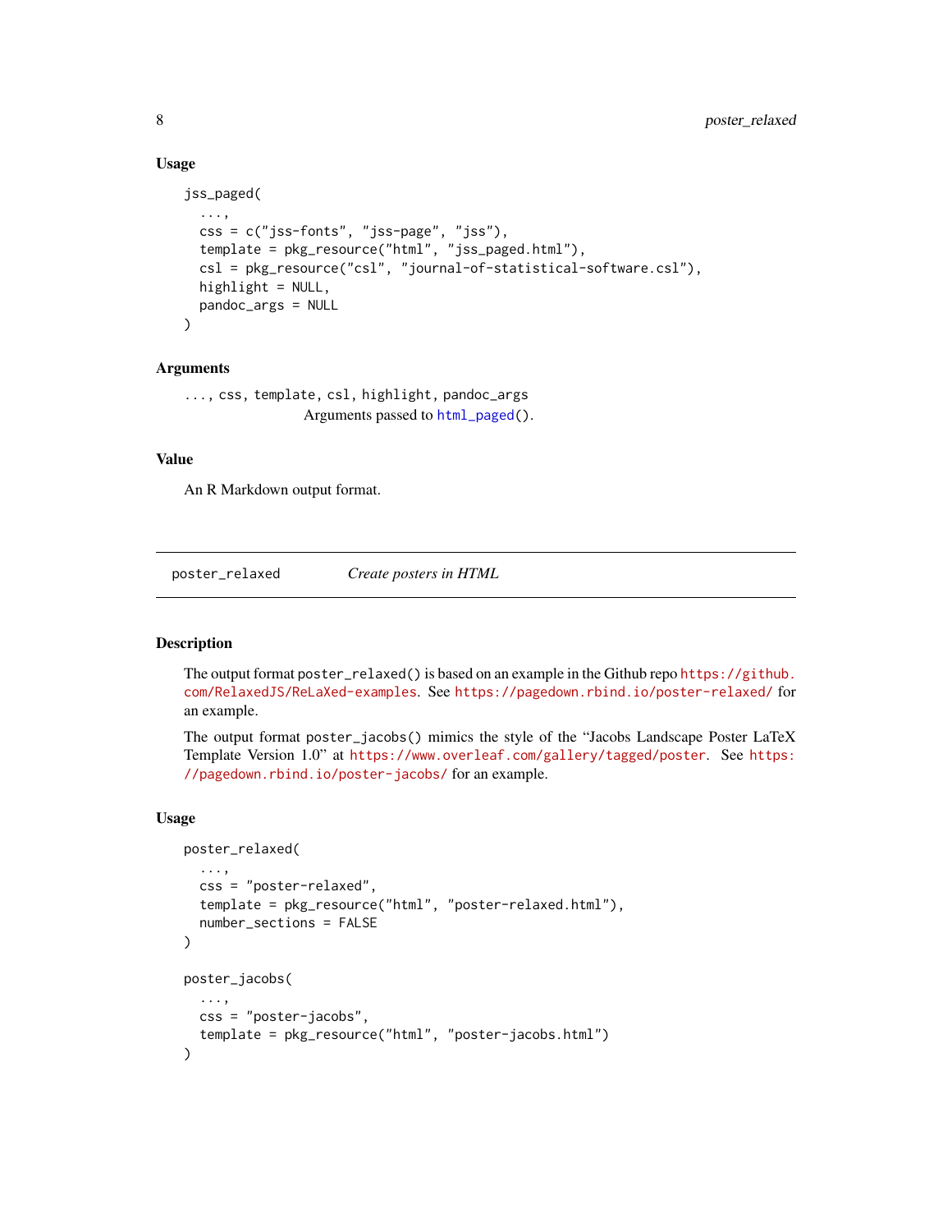### Usage

```
jss_paged(
  ...,
  css = c("jss-fonts", "jss-page", "jss"),
  template = pkg_resource("html", "jss_paged.html"),
  csl = pkg_resource("csl", "journal-of-statistical-software.csl"),
  highlight = NULL,
  pandoc_args = NULL
)
```

### Arguments

`...`, `css`, `template`, `csl`, `highlight`, `pandoc_args`
: Arguments passed to `html_paged()`.

### Value

An R Markdown output format.

---

## poster_relaxed — *Create posters in HTML*

---

### Description

The output format `poster_relaxed()` is based on an example in the Github repo https://github.com/RelaxedJS/ReLaXed-examples. See https://pagedown.rbind.io/poster-relaxed/ for an example.

The output format `poster_jacobs()` mimics the style of the "Jacobs Landscape Poster LaTeX Template Version 1.0" at https://www.overleaf.com/gallery/tagged/poster. See https://pagedown.rbind.io/poster-jacobs/ for an example.

### Usage

```
poster_relaxed(
  ...,
  css = "poster-relaxed",
  template = pkg_resource("html", "poster-relaxed.html"),
  number_sections = FALSE
)

poster_jacobs(
  ...,
  css = "poster-jacobs",
  template = pkg_resource("html", "poster-jacobs.html")
)
```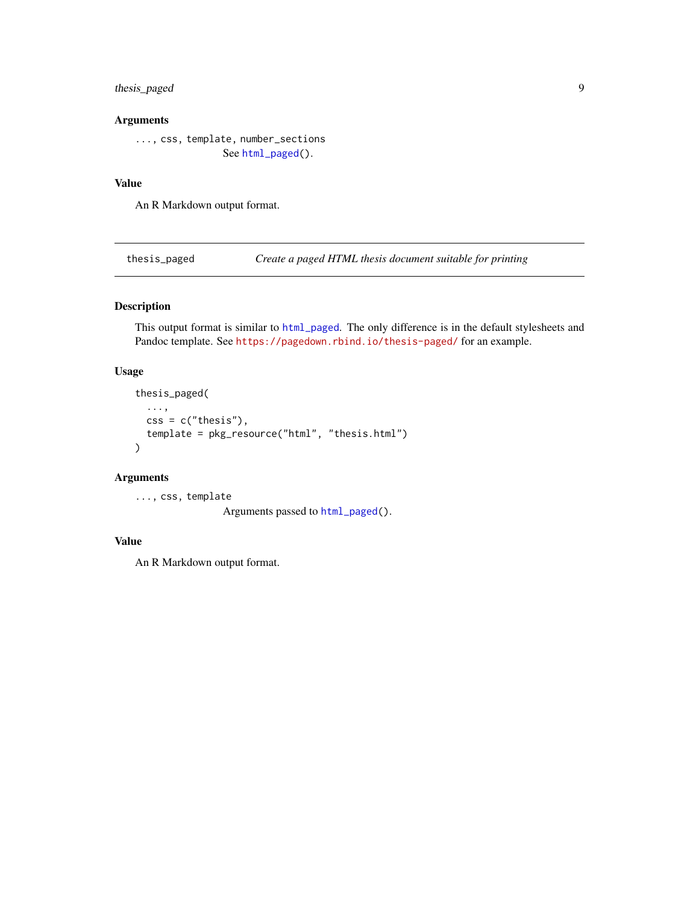## Arguments

`..., css, template, number_sections`
See `html_paged()`.

## Value

An R Markdown output format.

---

`thesis_paged` *Create a paged HTML thesis document suitable for printing*

---

## Description

This output format is similar to `html_paged`. The only difference is in the default stylesheets and Pandoc template. See `https://pagedown.rbind.io/thesis-paged/` for an example.

## Usage

```
thesis_paged(
  ...,
  css = c("thesis"),
  template = pkg_resource("html", "thesis.html")
)
```

## Arguments

`..., css, template`
Arguments passed to `html_paged()`.

## Value

An R Markdown output format.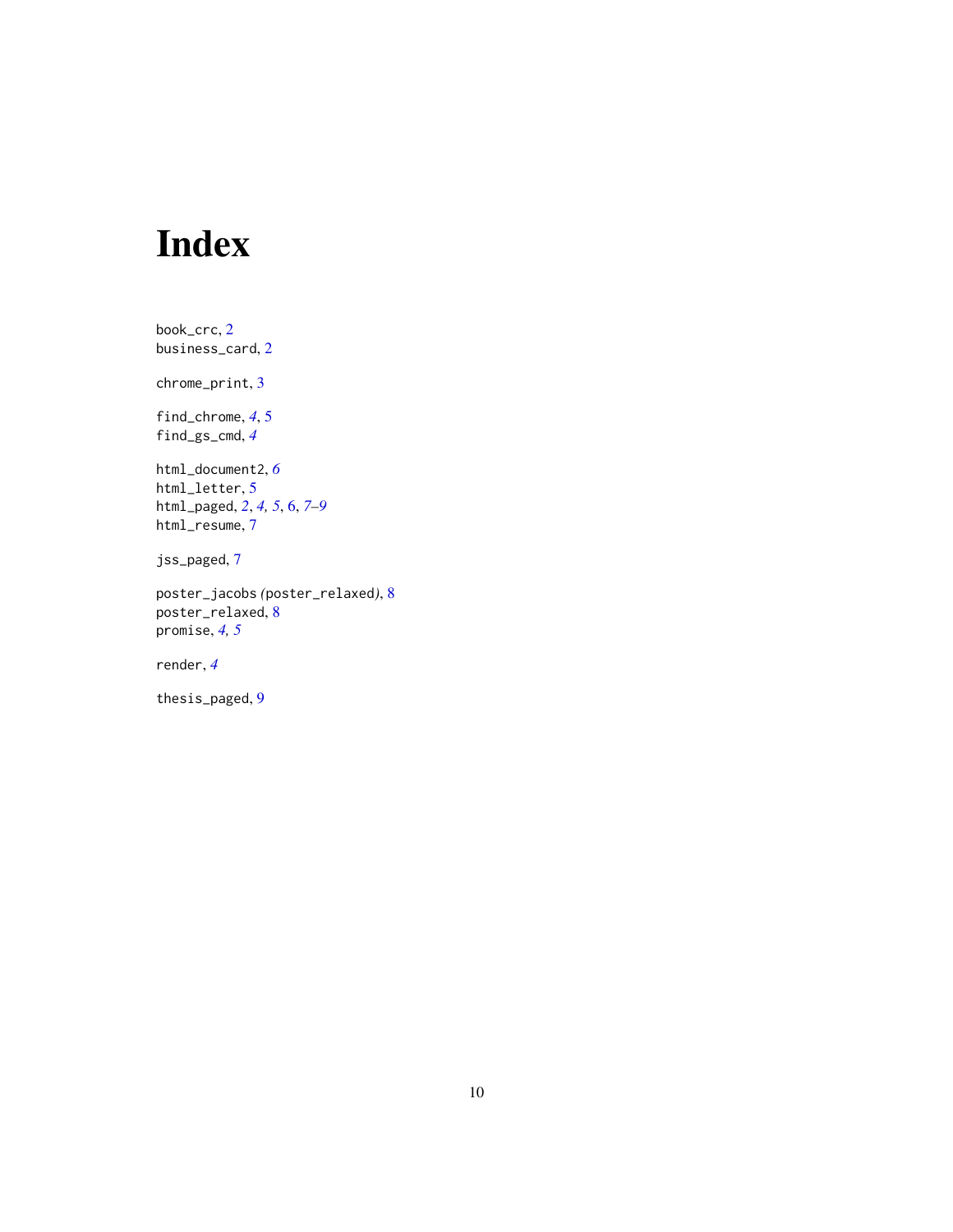# Index

book_crc, 2
business_card, 2

chrome_print, 3

find_chrome, *4*, 5
find_gs_cmd, *4*

html_document2, *6*
html_letter, 5
html_paged, *2*, *4, 5*, 6, *7–9*
html_resume, 7

jss_paged, 7

poster_jacobs *(*poster_relaxed*)*, 8
poster_relaxed, 8
promise, *4, 5*

render, *4*

thesis_paged, 9